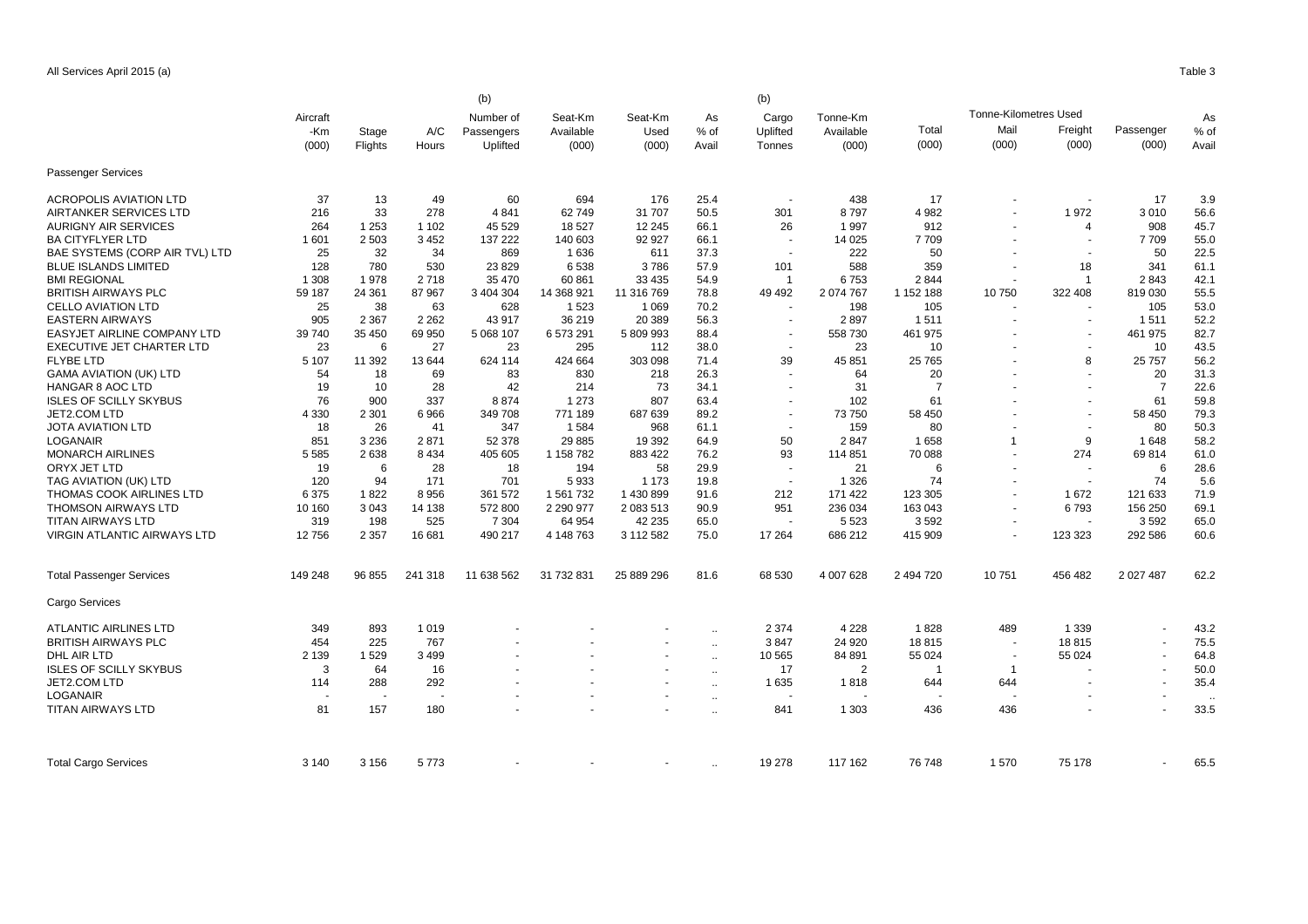All Services April 2015 (a)

Table 3

| | Aircraft -Km (000) | Stage Flights | A/C Hours | (b) Number of Passengers Uplifted | Seat-Km Available (000) | Seat-Km Used (000) | As % of Avail | (b) Cargo Uplifted Tonnes | Tonne-Km Available (000) | Total (000) | Tonne-Kilometres Used Mail (000) | Freight (000) | Passenger (000) | As % of Avail |
|---|---|---|---|---|---|---|---|---|---|---|---|---|---|---|
| **Passenger Services** | | | | | | | | | | | | | | |
| ACROPOLIS AVIATION LTD | 37 | 13 | 49 | 60 | 694 | 176 | 25.4 | - | 438 | 17 | - | - | 17 | 3.9 |
| AIRTANKER SERVICES LTD | 216 | 33 | 278 | 4 841 | 62 749 | 31 707 | 50.5 | 301 | 8 797 | 4 982 | - | 1 972 | 3 010 | 56.6 |
| AURIGNY AIR SERVICES | 264 | 1 253 | 1 102 | 45 529 | 18 527 | 12 245 | 66.1 | 26 | 1 997 | 912 | - | 4 | 908 | 45.7 |
| BA CITYFLYER LTD | 1 601 | 2 503 | 3 452 | 137 222 | 140 603 | 92 927 | 66.1 | - | 14 025 | 7 709 | - | - | 7 709 | 55.0 |
| BAE SYSTEMS (CORP AIR TVL) LTD | 25 | 32 | 34 | 869 | 1 636 | 611 | 37.3 | - | 222 | 50 | - | - | 50 | 22.5 |
| BLUE ISLANDS LIMITED | 128 | 780 | 530 | 23 829 | 6 538 | 3 786 | 57.9 | 101 | 588 | 359 | - | 18 | 341 | 61.1 |
| BMI REGIONAL | 1 308 | 1 978 | 2 718 | 35 470 | 60 861 | 33 435 | 54.9 | 1 | 6 753 | 2 844 | - | 1 | 2 843 | 42.1 |
| BRITISH AIRWAYS PLC | 59 187 | 24 361 | 87 967 | 3 404 304 | 14 368 921 | 11 316 769 | 78.8 | 49 492 | 2 074 767 | 1 152 188 | 10 750 | 322 408 | 819 030 | 55.5 |
| CELLO AVIATION LTD | 25 | 38 | 63 | 628 | 1 523 | 1 069 | 70.2 | - | 198 | 105 | - | - | 105 | 53.0 |
| EASTERN AIRWAYS | 905 | 2 367 | 2 262 | 43 917 | 36 219 | 20 389 | 56.3 | - | 2 897 | 1 511 | - | - | 1 511 | 52.2 |
| EASYJET AIRLINE COMPANY LTD | 39 740 | 35 450 | 69 950 | 5 068 107 | 6 573 291 | 5 809 993 | 88.4 | - | 558 730 | 461 975 | - | - | 461 975 | 82.7 |
| EXECUTIVE JET CHARTER LTD | 23 | 6 | 27 | 23 | 295 | 112 | 38.0 | - | 23 | 10 | - | - | 10 | 43.5 |
| FLYBE LTD | 5 107 | 11 392 | 13 644 | 624 114 | 424 664 | 303 098 | 71.4 | 39 | 45 851 | 25 765 | - | 8 | 25 757 | 56.2 |
| GAMA AVIATION (UK) LTD | 54 | 18 | 69 | 83 | 830 | 218 | 26.3 | - | 64 | 20 | - | - | 20 | 31.3 |
| HANGAR 8 AOC LTD | 19 | 10 | 28 | 42 | 214 | 73 | 34.1 | - | 31 | 7 | - | - | 7 | 22.6 |
| ISLES OF SCILLY SKYBUS | 76 | 900 | 337 | 8 874 | 1 273 | 807 | 63.4 | - | 102 | 61 | - | - | 61 | 59.8 |
| JET2.COM LTD | 4 330 | 2 301 | 6 966 | 349 708 | 771 189 | 687 639 | 89.2 | - | 73 750 | 58 450 | - | - | 58 450 | 79.3 |
| JOTA AVIATION LTD | 18 | 26 | 41 | 347 | 1 584 | 968 | 61.1 | - | 159 | 80 | - | - | 80 | 50.3 |
| LOGANAIR | 851 | 3 236 | 2 871 | 52 378 | 29 885 | 19 392 | 64.9 | 50 | 2 847 | 1 658 | 1 | 9 | 1 648 | 58.2 |
| MONARCH AIRLINES | 5 585 | 2 638 | 8 434 | 405 605 | 1 158 782 | 883 422 | 76.2 | 93 | 114 851 | 70 088 | - | 274 | 69 814 | 61.0 |
| ORYX JET LTD | 19 | 6 | 28 | 18 | 194 | 58 | 29.9 | - | 21 | 6 | - | - | 6 | 28.6 |
| TAG AVIATION (UK) LTD | 120 | 94 | 171 | 701 | 5 933 | 1 173 | 19.8 | - | 1 326 | 74 | - | - | 74 | 5.6 |
| THOMAS COOK AIRLINES LTD | 6 375 | 1 822 | 8 956 | 361 572 | 1 561 732 | 1 430 899 | 91.6 | 212 | 171 422 | 123 305 | - | 1 672 | 121 633 | 71.9 |
| THOMSON AIRWAYS LTD | 10 160 | 3 043 | 14 138 | 572 800 | 2 290 977 | 2 083 513 | 90.9 | 951 | 236 034 | 163 043 | - | 6 793 | 156 250 | 69.1 |
| TITAN AIRWAYS LTD | 319 | 198 | 525 | 7 304 | 64 954 | 42 235 | 65.0 | - | 5 523 | 3 592 | - | - | 3 592 | 65.0 |
| VIRGIN ATLANTIC AIRWAYS LTD | 12 756 | 2 357 | 16 681 | 490 217 | 4 148 763 | 3 112 582 | 75.0 | 17 264 | 686 212 | 415 909 | - | 123 323 | 292 586 | 60.6 |
| Total Passenger Services | 149 248 | 96 855 | 241 318 | 11 638 562 | 31 732 831 | 25 889 296 | 81.6 | 68 530 | 4 007 628 | 2 494 720 | 10 751 | 456 482 | 2 027 487 | 62.2 |
| **Cargo Services** | | | | | | | | | | | | | | |
| ATLANTIC AIRLINES LTD | 349 | 893 | 1 019 | - | - | - | .. | 2 374 | 4 228 | 1 828 | 489 | 1 339 | - | 43.2 |
| BRITISH AIRWAYS PLC | 454 | 225 | 767 | - | - | - | .. | 3 847 | 24 920 | 18 815 | - | 18 815 | - | 75.5 |
| DHL AIR LTD | 2 139 | 1 529 | 3 499 | - | - | - | .. | 10 565 | 84 891 | 55 024 | - | 55 024 | - | 64.8 |
| ISLES OF SCILLY SKYBUS | 3 | 64 | 16 | - | - | - | .. | 17 | 2 | 1 | 1 | - | - | 50.0 |
| JET2.COM LTD | 114 | 288 | 292 | - | - | - | .. | 1 635 | 1 818 | 644 | 644 | - | - | 35.4 |
| LOGANAIR | - | - | - | - | - | - | .. | - | - | - | - | - | - | .. |
| TITAN AIRWAYS LTD | 81 | 157 | 180 | - | - | - | .. | 841 | 1 303 | 436 | 436 | - | - | 33.5 |
| Total Cargo Services | 3 140 | 3 156 | 5 773 | - | - | - | .. | 19 278 | 117 162 | 76 748 | 1 570 | 75 178 | - | 65.5 |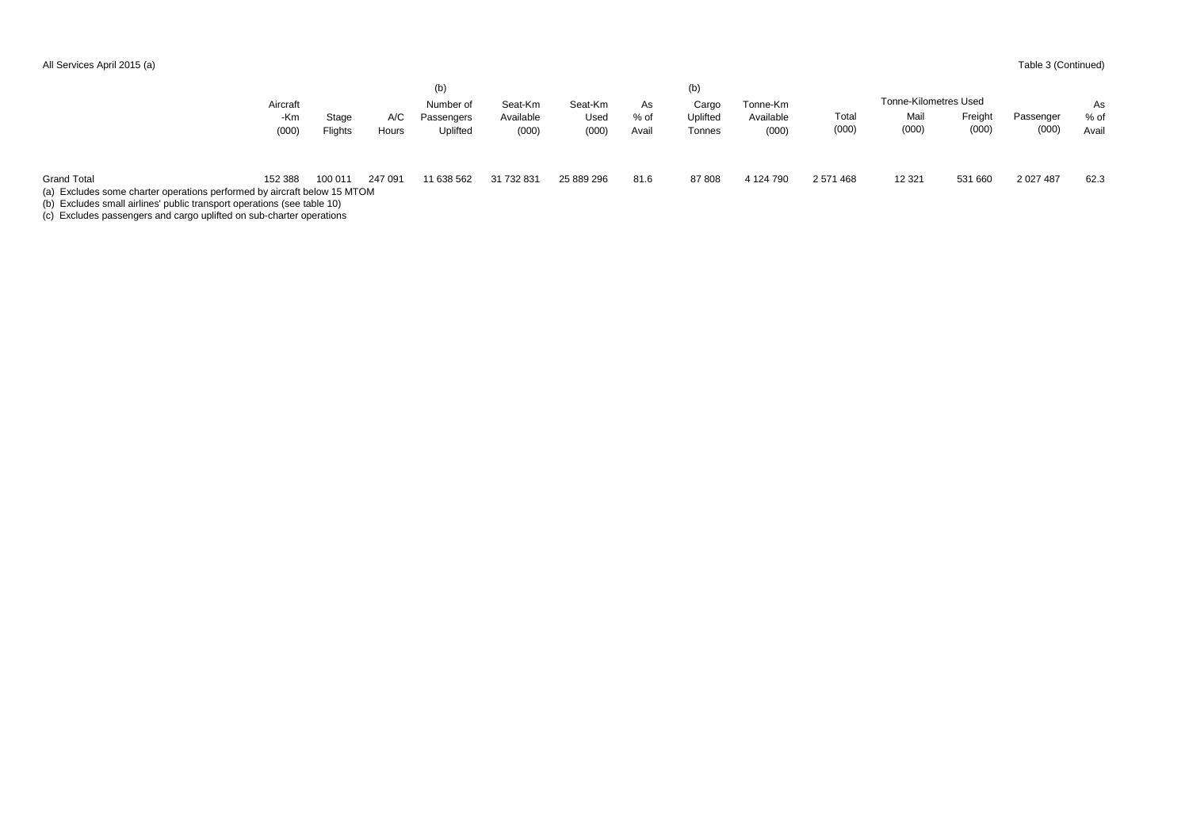All Services April 2015 (a)

Table 3 (Continued)

| | Aircraft -Km (000) | Stage Flights | A/C Hours | (b) Number of Passengers Uplifted | Seat-Km Available (000) | Seat-Km Used (000) | As % of Avail | (b) Cargo Uplifted Tonnes | Tonne-Km Available (000) | Tonne-Kilometres Used Total (000) | Mail (000) | Freight (000) | Passenger (000) | As % of Avail |
|---|---|---|---|---|---|---|---|---|---|---|---|---|---|---|
| Grand Total | 152 388 | 100 011 | 247 091 | 11 638 562 | 31 732 831 | 25 889 296 | 81.6 | 87 808 | 4 124 790 | 2 571 468 | 12 321 | 531 660 | 2 027 487 | 62.3 |

(a) Excludes some charter operations performed by aircraft below 15 MTOM
(b) Excludes small airlines' public transport operations (see table 10)
(c) Excludes passengers and cargo uplifted on sub-charter operations